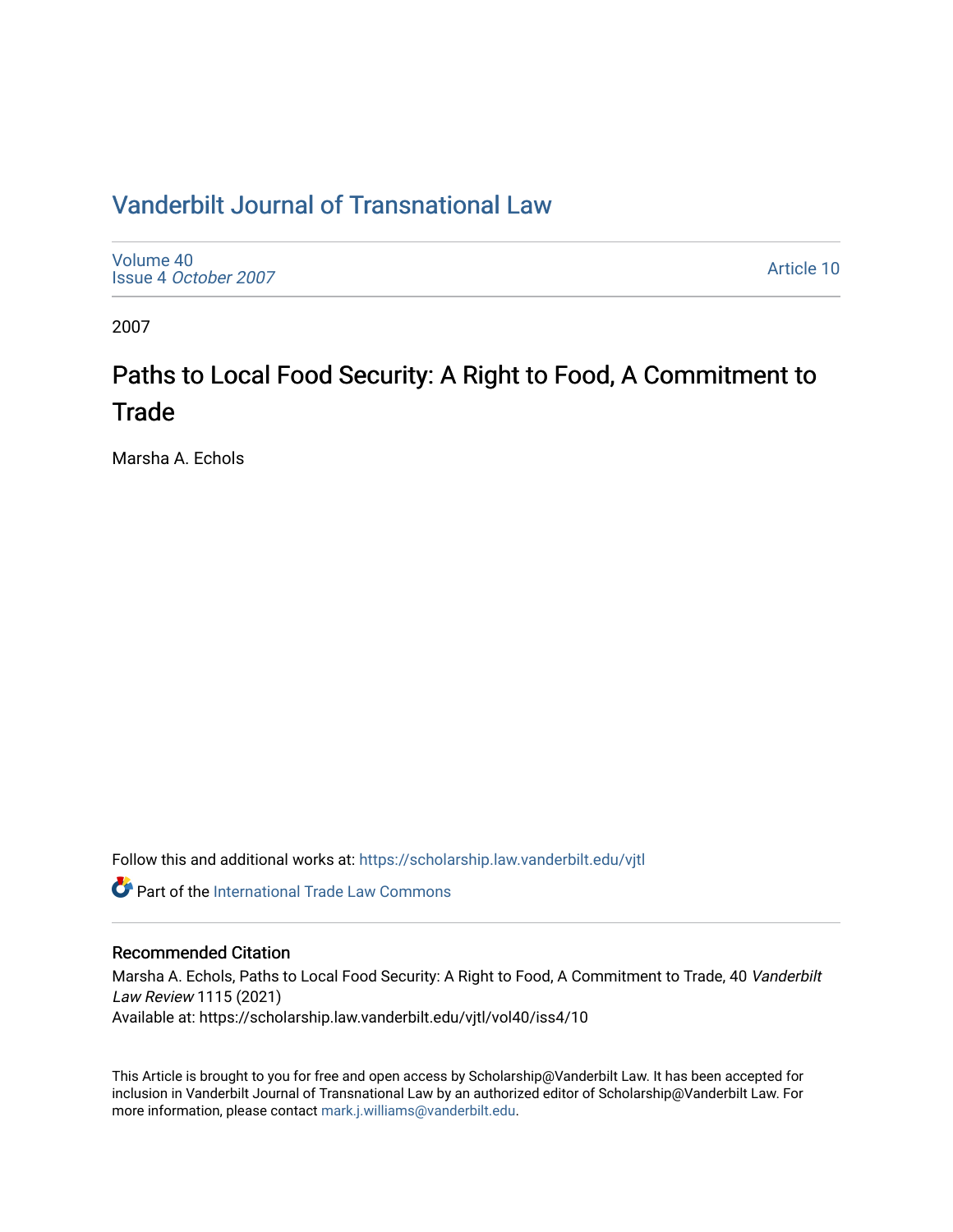# Vanderbilt Journal of Transnational Law

Volume 40
Issue 4 *October 2007*

Article 10

2007

## Paths to Local Food Security: A Right to Food, A Commitment to Trade

Marsha A. Echols

Follow this and additional works at: https://scholarship.law.vanderbilt.edu/vjtl

Part of the International Trade Law Commons

### Recommended Citation

Marsha A. Echols, Paths to Local Food Security: A Right to Food, A Commitment to Trade, 40 *Vanderbilt Law Review* 1115 (2021)
Available at: https://scholarship.law.vanderbilt.edu/vjtl/vol40/iss4/10

This Article is brought to you for free and open access by Scholarship@Vanderbilt Law. It has been accepted for inclusion in Vanderbilt Journal of Transnational Law by an authorized editor of Scholarship@Vanderbilt Law. For more information, please contact mark.j.williams@vanderbilt.edu.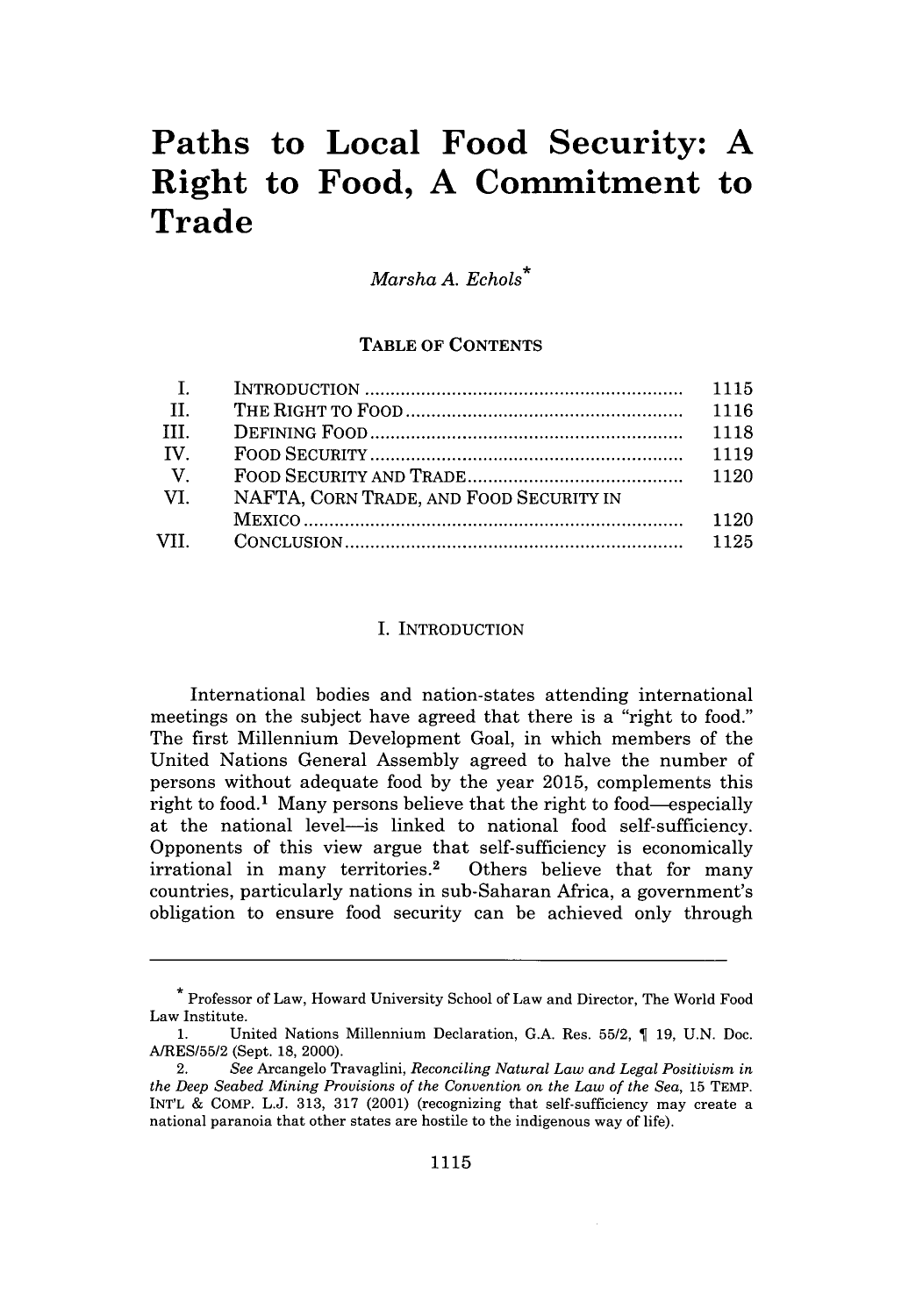# Paths to Local Food Security: A Right to Food, A Commitment to Trade

*Marsha A. Echols*\*

TABLE OF CONTENTS

| | | |
|---|---|---|
| I. | INTRODUCTION | 1115 |
| II. | THE RIGHT TO FOOD | 1116 |
| III. | DEFINING FOOD | 1118 |
| IV. | FOOD SECURITY | 1119 |
| V. | FOOD SECURITY AND TRADE | 1120 |
| VI. | NAFTA, CORN TRADE, AND FOOD SECURITY IN MEXICO | 1120 |
| VII. | CONCLUSION | 1125 |

## I. INTRODUCTION

International bodies and nation-states attending international meetings on the subject have agreed that there is a "right to food." The first Millennium Development Goal, in which members of the United Nations General Assembly agreed to halve the number of persons without adequate food by the year 2015, complements this right to food.[1] Many persons believe that the right to food—especially at the national level—is linked to national food self-sufficiency. Opponents of this view argue that self-sufficiency is economically irrational in many territories.[2] Others believe that for many countries, particularly nations in sub-Saharan Africa, a government's obligation to ensure food security can be achieved only through

---

\* Professor of Law, Howard University School of Law and Director, The World Food Law Institute.

1. United Nations Millennium Declaration, G.A. Res. 55/2, ¶ 19, U.N. Doc. A/RES/55/2 (Sept. 18, 2000).

2. *See* Arcangelo Travaglini, *Reconciling Natural Law and Legal Positivism in the Deep Seabed Mining Provisions of the Convention on the Law of the Sea*, 15 TEMP. INT'L & COMP. L.J. 313, 317 (2001) (recognizing that self-sufficiency may create a national paranoia that other states are hostile to the indigenous way of life).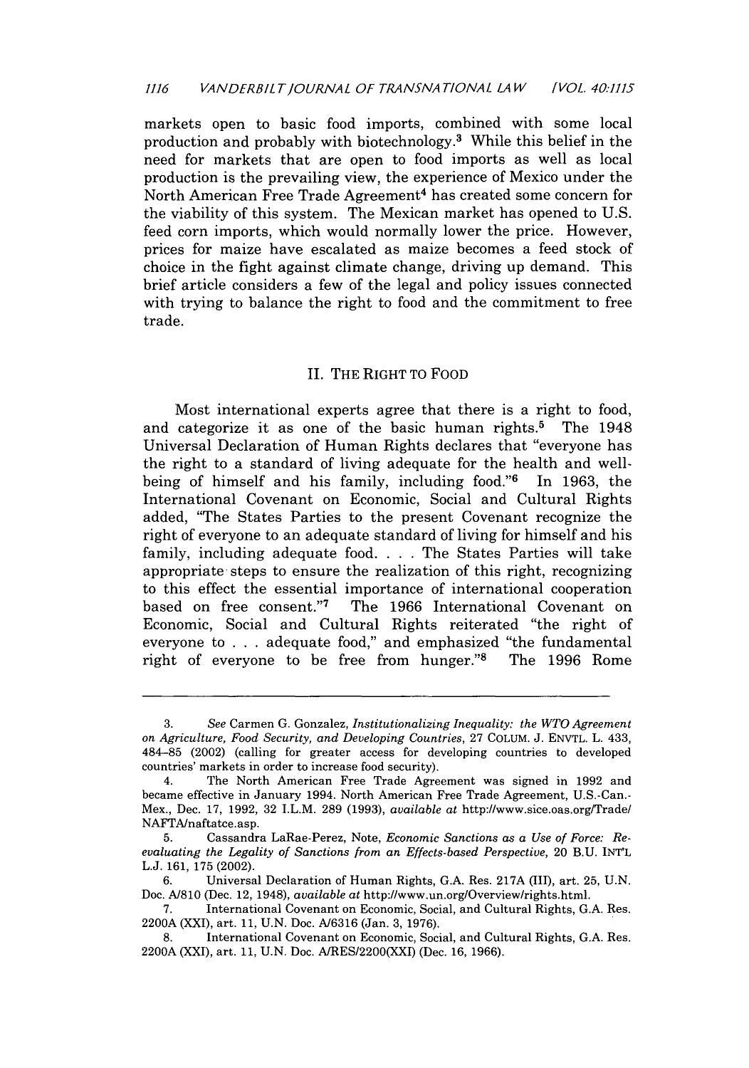markets open to basic food imports, combined with some local production and probably with biotechnology.[3] While this belief in the need for markets that are open to food imports as well as local production is the prevailing view, the experience of Mexico under the North American Free Trade Agreement[4] has created some concern for the viability of this system. The Mexican market has opened to U.S. feed corn imports, which would normally lower the price. However, prices for maize have escalated as maize becomes a feed stock of choice in the fight against climate change, driving up demand. This brief article considers a few of the legal and policy issues connected with trying to balance the right to food and the commitment to free trade.

## II. THE RIGHT TO FOOD

Most international experts agree that there is a right to food, and categorize it as one of the basic human rights.[5] The 1948 Universal Declaration of Human Rights declares that "everyone has the right to a standard of living adequate for the health and well-being of himself and his family, including food."[6] In 1963, the International Covenant on Economic, Social and Cultural Rights added, "The States Parties to the present Covenant recognize the right of everyone to an adequate standard of living for himself and his family, including adequate food. . . . The States Parties will take appropriate steps to ensure the realization of this right, recognizing to this effect the essential importance of international cooperation based on free consent."[7] The 1966 International Covenant on Economic, Social and Cultural Rights reiterated "the right of everyone to . . . adequate food," and emphasized "the fundamental right of everyone to be free from hunger."[8] The 1996 Rome

---

3. *See* Carmen G. Gonzalez, *Institutionalizing Inequality: the WTO Agreement on Agriculture, Food Security, and Developing Countries*, 27 COLUM. J. ENVTL. L. 433, 484–85 (2002) (calling for greater access for developing countries to developed countries' markets in order to increase food security).

4. The North American Free Trade Agreement was signed in 1992 and became effective in January 1994. North American Free Trade Agreement, U.S.-Can.-Mex., Dec. 17, 1992, 32 I.L.M. 289 (1993), *available at* http://www.sice.oas.org/Trade/NAFTA/naftatce.asp.

5. Cassandra LaRae-Perez, Note, *Economic Sanctions as a Use of Force: Re-evaluating the Legality of Sanctions from an Effects-based Perspective*, 20 B.U. INT'L L.J. 161, 175 (2002).

6. Universal Declaration of Human Rights, G.A. Res. 217A (III), art. 25, U.N. Doc. A/810 (Dec. 12, 1948), *available at* http://www.un.org/Overview/rights.html.

7. International Covenant on Economic, Social, and Cultural Rights, G.A. Res. 2200A (XXI), art. 11, U.N. Doc. A/6316 (Jan. 3, 1976).

8. International Covenant on Economic, Social, and Cultural Rights, G.A. Res. 2200A (XXI), art. 11, U.N. Doc. A/RES/2200(XXI) (Dec. 16, 1966).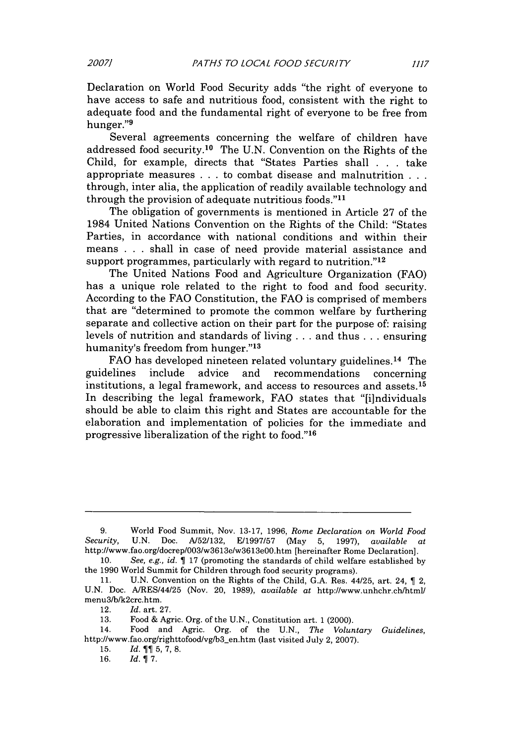Declaration on World Food Security adds "the right of everyone to have access to safe and nutritious food, consistent with the right to adequate food and the fundamental right of everyone to be free from hunger."[9]

Several agreements concerning the welfare of children have addressed food security.[10] The U.N. Convention on the Rights of the Child, for example, directs that "States Parties shall . . . take appropriate measures . . . to combat disease and malnutrition . . . through, inter alia, the application of readily available technology and through the provision of adequate nutritious foods."[11]

The obligation of governments is mentioned in Article 27 of the 1984 United Nations Convention on the Rights of the Child: "States Parties, in accordance with national conditions and within their means . . . shall in case of need provide material assistance and support programmes, particularly with regard to nutrition."[12]

The United Nations Food and Agriculture Organization (FAO) has a unique role related to the right to food and food security. According to the FAO Constitution, the FAO is comprised of members that are "determined to promote the common welfare by furthering separate and collective action on their part for the purpose of: raising levels of nutrition and standards of living . . . and thus . . . ensuring humanity's freedom from hunger."[13]

FAO has developed nineteen related voluntary guidelines.[14] The guidelines include advice and recommendations concerning institutions, a legal framework, and access to resources and assets.[15] In describing the legal framework, FAO states that "[i]ndividuals should be able to claim this right and States are accountable for the elaboration and implementation of policies for the immediate and progressive liberalization of the right to food."[16]

---

9. World Food Summit, Nov. 13-17, 1996, *Rome Declaration on World Food Security*, U.N. Doc. A/52/132, E/1997/57 (May 5, 1997), *available at* http://www.fao.org/docrep/003/w3613e/w3613e00.htm [hereinafter Rome Declaration].

10. *See, e.g., id.* ¶ 17 (promoting the standards of child welfare established by the 1990 World Summit for Children through food security programs).

11. U.N. Convention on the Rights of the Child, G.A. Res. 44/25, art. 24, ¶ 2, U.N. Doc. A/RES/44/25 (Nov. 20, 1989), *available at* http://www.unhchr.ch/html/menu3/b/k2crc.htm.

12. *Id.* art. 27.

13. Food & Agric. Org. of the U.N., Constitution art. 1 (2000).

14. Food and Agric. Org. of the U.N., *The Voluntary Guidelines*, http://www.fao.org/righttofood/vg/b3_en.htm (last visited July 2, 2007).

15. *Id.* ¶¶ 5, 7, 8.

16. *Id.* ¶ 7.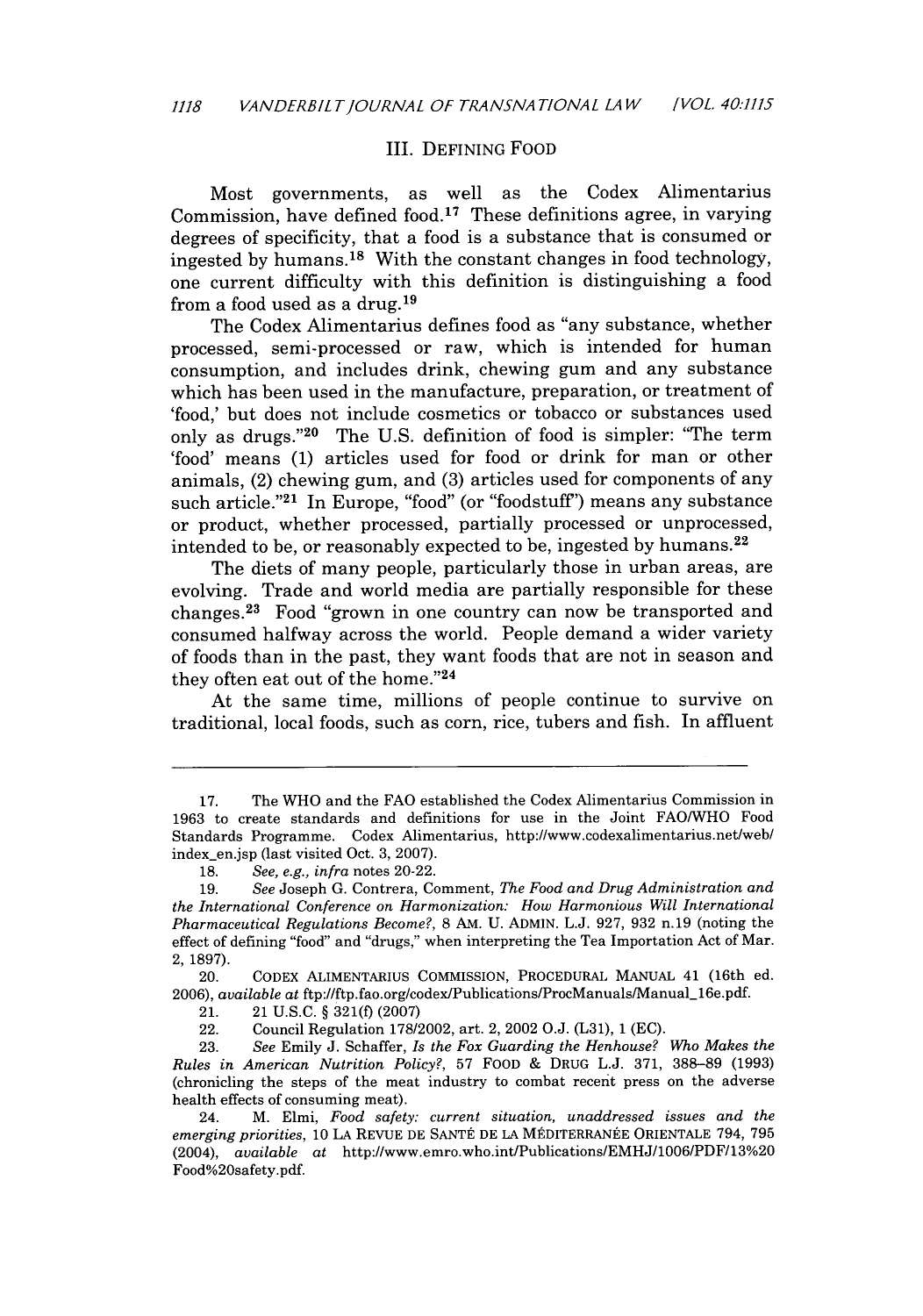## III. DEFINING FOOD

Most governments, as well as the Codex Alimentarius Commission, have defined food.[17] These definitions agree, in varying degrees of specificity, that a food is a substance that is consumed or ingested by humans.[18] With the constant changes in food technology, one current difficulty with this definition is distinguishing a food from a food used as a drug.[19]

The Codex Alimentarius defines food as "any substance, whether processed, semi-processed or raw, which is intended for human consumption, and includes drink, chewing gum and any substance which has been used in the manufacture, preparation, or treatment of 'food,' but does not include cosmetics or tobacco or substances used only as drugs."[20] The U.S. definition of food is simpler: "The term 'food' means (1) articles used for food or drink for man or other animals, (2) chewing gum, and (3) articles used for components of any such article."[21] In Europe, "food" (or "foodstuff") means any substance or product, whether processed, partially processed or unprocessed, intended to be, or reasonably expected to be, ingested by humans.[22]

The diets of many people, particularly those in urban areas, are evolving. Trade and world media are partially responsible for these changes.[23] Food "grown in one country can now be transported and consumed halfway across the world. People demand a wider variety of foods than in the past, they want foods that are not in season and they often eat out of the home."[24]

At the same time, millions of people continue to survive on traditional, local foods, such as corn, rice, tubers and fish. In affluent

---

17. The WHO and the FAO established the Codex Alimentarius Commission in 1963 to create standards and definitions for use in the Joint FAO/WHO Food Standards Programme. Codex Alimentarius, http://www.codexalimentarius.net/web/index_en.jsp (last visited Oct. 3, 2007).

18. *See, e.g.*, *infra* notes 20-22.

19. *See* Joseph G. Contrera, Comment, *The Food and Drug Administration and the International Conference on Harmonization: How Harmonious Will International Pharmaceutical Regulations Become?*, 8 AM. U. ADMIN. L.J. 927, 932 n.19 (noting the effect of defining "food" and "drugs," when interpreting the Tea Importation Act of Mar. 2, 1897).

20. CODEX ALIMENTARIUS COMMISSION, PROCEDURAL MANUAL 41 (16th ed. 2006), *available at* ftp://ftp.fao.org/codex/Publications/ProcManuals/Manual_16e.pdf.

21. 21 U.S.C. § 321(f) (2007)

22. Council Regulation 178/2002, art. 2, 2002 O.J. (L31), 1 (EC).

23. *See* Emily J. Schaffer, *Is the Fox Guarding the Henhouse? Who Makes the Rules in American Nutrition Policy?*, 57 FOOD & DRUG L.J. 371, 388–89 (1993) (chronicling the steps of the meat industry to combat recent press on the adverse health effects of consuming meat).

24. M. Elmi, *Food safety: current situation, unaddressed issues and the emerging priorities*, 10 LA REVUE DE SANTÉ DE LA MÉDITERRANÉE ORIENTALE 794, 795 (2004), *available at* http://www.emro.who.int/Publications/EMHJ/1006/PDF/13%20Food%20safety.pdf.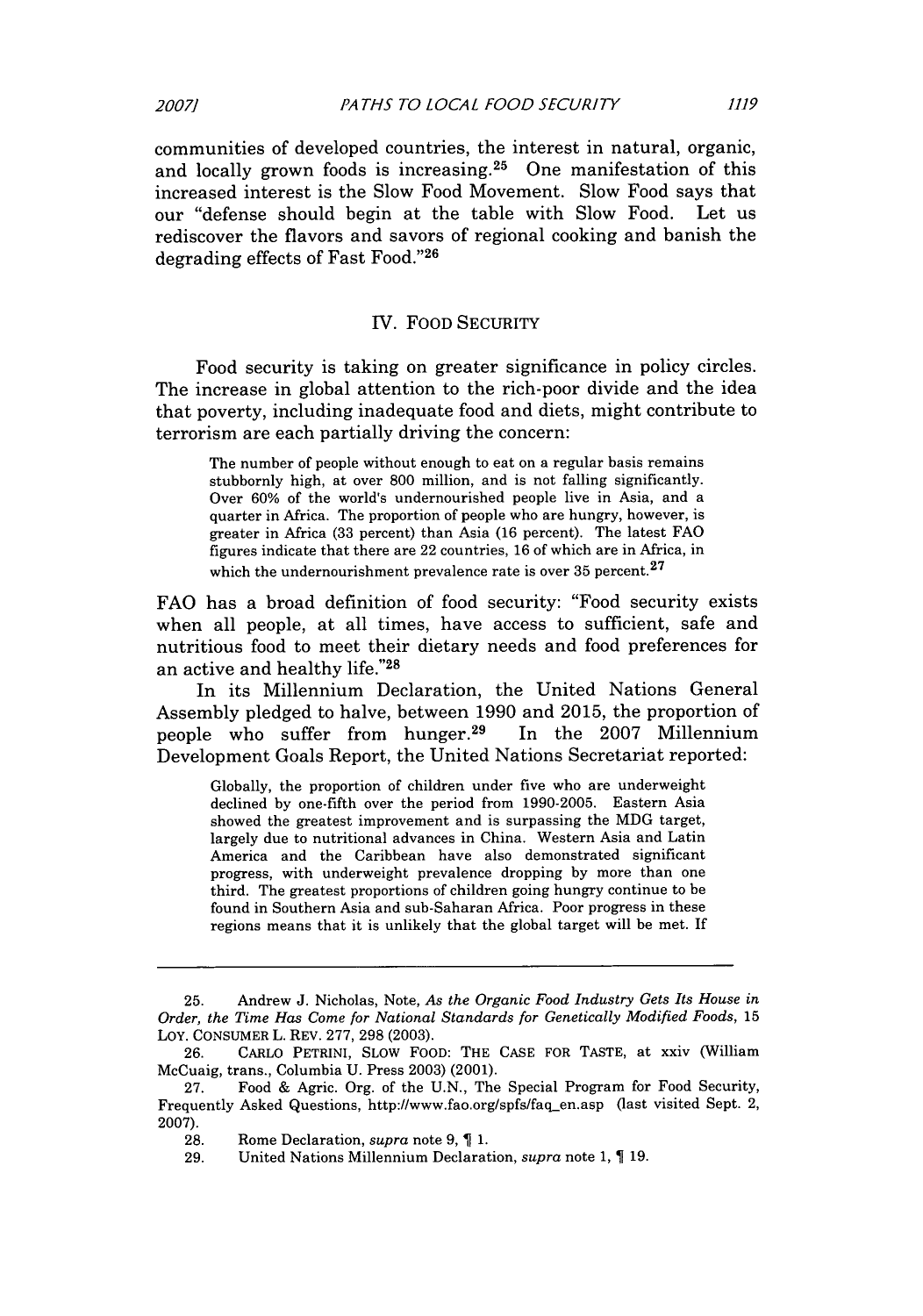communities of developed countries, the interest in natural, organic, and locally grown foods is increasing.[25] One manifestation of this increased interest is the Slow Food Movement. Slow Food says that our "defense should begin at the table with Slow Food. Let us rediscover the flavors and savors of regional cooking and banish the degrading effects of Fast Food."[26]

## IV. FOOD SECURITY

Food security is taking on greater significance in policy circles. The increase in global attention to the rich-poor divide and the idea that poverty, including inadequate food and diets, might contribute to terrorism are each partially driving the concern:

> The number of people without enough to eat on a regular basis remains stubbornly high, at over 800 million, and is not falling significantly. Over 60% of the world's undernourished people live in Asia, and a quarter in Africa. The proportion of people who are hungry, however, is greater in Africa (33 percent) than Asia (16 percent). The latest FAO figures indicate that there are 22 countries, 16 of which are in Africa, in which the undernourishment prevalence rate is over 35 percent.[27]

FAO has a broad definition of food security: "Food security exists when all people, at all times, have access to sufficient, safe and nutritious food to meet their dietary needs and food preferences for an active and healthy life."[28]

In its Millennium Declaration, the United Nations General Assembly pledged to halve, between 1990 and 2015, the proportion of people who suffer from hunger.[29] In the 2007 Millennium Development Goals Report, the United Nations Secretariat reported:

> Globally, the proportion of children under five who are underweight declined by one-fifth over the period from 1990-2005. Eastern Asia showed the greatest improvement and is surpassing the MDG target, largely due to nutritional advances in China. Western Asia and Latin America and the Caribbean have also demonstrated significant progress, with underweight prevalence dropping by more than one third. The greatest proportions of children going hungry continue to be found in Southern Asia and sub-Saharan Africa. Poor progress in these regions means that it is unlikely that the global target will be met. If

---

25. Andrew J. Nicholas, Note, *As the Organic Food Industry Gets Its House in Order, the Time Has Come for National Standards for Genetically Modified Foods*, 15 LOY. CONSUMER L. REV. 277, 298 (2003).

26. CARLO PETRINI, SLOW FOOD: THE CASE FOR TASTE, at xxiv (William McCuaig, trans., Columbia U. Press 2003) (2001).

27. Food & Agric. Org. of the U.N., The Special Program for Food Security, Frequently Asked Questions, http://www.fao.org/spfs/faq_en.asp (last visited Sept. 2, 2007).

28. Rome Declaration, *supra* note 9, ¶ 1.

29. United Nations Millennium Declaration, *supra* note 1, ¶ 19.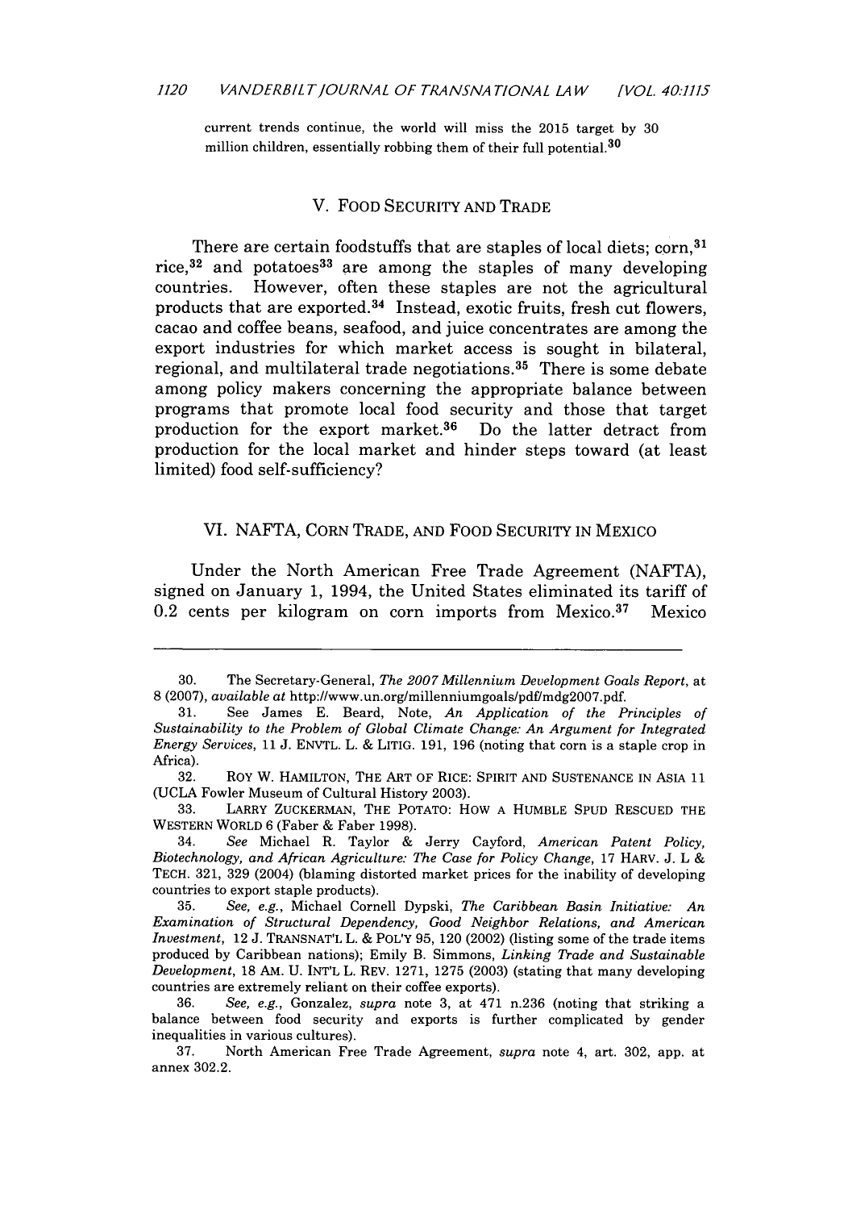current trends continue, the world will miss the 2015 target by 30 million children, essentially robbing them of their full potential.[30]

## V. FOOD SECURITY AND TRADE

There are certain foodstuffs that are staples of local diets; corn,[31] rice,[32] and potatoes[33] are among the staples of many developing countries. However, often these staples are not the agricultural products that are exported.[34] Instead, exotic fruits, fresh cut flowers, cacao and coffee beans, seafood, and juice concentrates are among the export industries for which market access is sought in bilateral, regional, and multilateral trade negotiations.[35] There is some debate among policy makers concerning the appropriate balance between programs that promote local food security and those that target production for the export market.[36] Do the latter detract from production for the local market and hinder steps toward (at least limited) food self-sufficiency?

## VI. NAFTA, CORN TRADE, AND FOOD SECURITY IN MEXICO

Under the North American Free Trade Agreement (NAFTA), signed on January 1, 1994, the United States eliminated its tariff of 0.2 cents per kilogram on corn imports from Mexico.[37] Mexico

---

30. The Secretary-General, *The 2007 Millennium Development Goals Report*, at 8 (2007), *available at* http://www.un.org/millenniumgoals/pdf/mdg2007.pdf.

31. See James E. Beard, Note, *An Application of the Principles of Sustainability to the Problem of Global Climate Change: An Argument for Integrated Energy Services*, 11 J. ENVTL. L. & LITIG. 191, 196 (noting that corn is a staple crop in Africa).

32. ROY W. HAMILTON, THE ART OF RICE: SPIRIT AND SUSTENANCE IN ASIA 11 (UCLA Fowler Museum of Cultural History 2003).

33. LARRY ZUCKERMAN, THE POTATO: HOW A HUMBLE SPUD RESCUED THE WESTERN WORLD 6 (Faber & Faber 1998).

34. *See* Michael R. Taylor & Jerry Cayford, *American Patent Policy, Biotechnology, and African Agriculture: The Case for Policy Change*, 17 HARV. J. L & TECH. 321, 329 (2004) (blaming distorted market prices for the inability of developing countries to export staple products).

35. *See, e.g.*, Michael Cornell Dypski, *The Caribbean Basin Initiative: An Examination of Structural Dependency, Good Neighbor Relations, and American Investment*, 12 J. TRANSNAT'L L. & POL'Y 95, 120 (2002) (listing some of the trade items produced by Caribbean nations); Emily B. Simmons, *Linking Trade and Sustainable Development*, 18 AM. U. INT'L L. REV. 1271, 1275 (2003) (stating that many developing countries are extremely reliant on their coffee exports).

36. *See, e.g.*, Gonzalez, *supra* note 3, at 471 n.236 (noting that striking a balance between food security and exports is further complicated by gender inequalities in various cultures).

37. North American Free Trade Agreement, *supra* note 4, art. 302, app. at annex 302.2.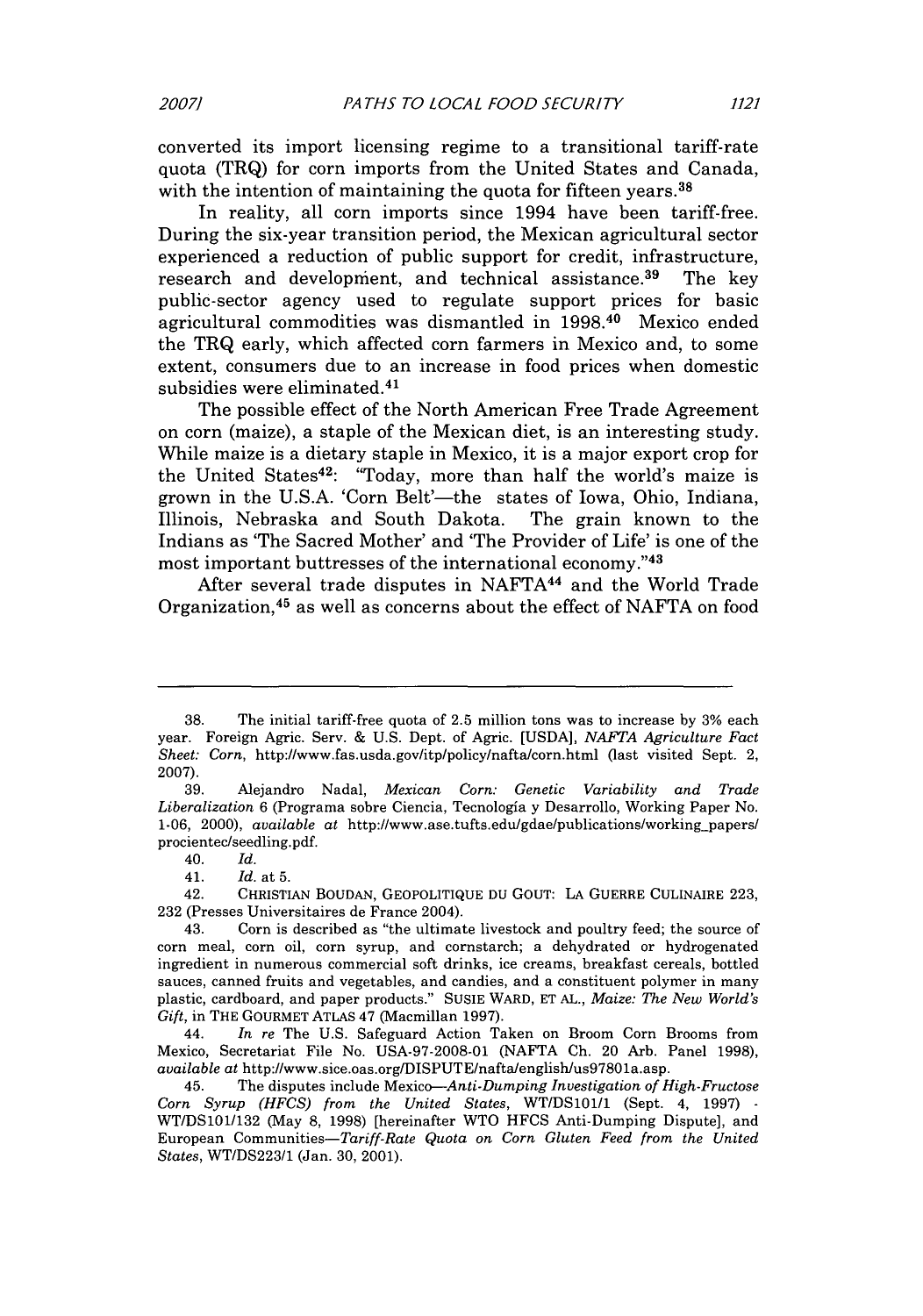converted its import licensing regime to a transitional tariff-rate quota (TRQ) for corn imports from the United States and Canada, with the intention of maintaining the quota for fifteen years.[38]

In reality, all corn imports since 1994 have been tariff-free. During the six-year transition period, the Mexican agricultural sector experienced a reduction of public support for credit, infrastructure, research and development, and technical assistance.[39] The key public-sector agency used to regulate support prices for basic agricultural commodities was dismantled in 1998.[40] Mexico ended the TRQ early, which affected corn farmers in Mexico and, to some extent, consumers due to an increase in food prices when domestic subsidies were eliminated.[41]

The possible effect of the North American Free Trade Agreement on corn (maize), a staple of the Mexican diet, is an interesting study. While maize is a dietary staple in Mexico, it is a major export crop for the United States[42]: "Today, more than half the world's maize is grown in the U.S.A. 'Corn Belt'—the states of Iowa, Ohio, Indiana, Illinois, Nebraska and South Dakota. The grain known to the Indians as 'The Sacred Mother' and 'The Provider of Life' is one of the most important buttresses of the international economy."[43]

After several trade disputes in NAFTA[44] and the World Trade Organization,[45] as well as concerns about the effect of NAFTA on food

---

38. The initial tariff-free quota of 2.5 million tons was to increase by 3% each year. Foreign Agric. Serv. & U.S. Dept. of Agric. [USDA], *NAFTA Agriculture Fact Sheet: Corn*, http://www.fas.usda.gov/itp/policy/nafta/corn.html (last visited Sept. 2, 2007).

39. Alejandro Nadal, *Mexican Corn: Genetic Variability and Trade Liberalization* 6 (Programa sobre Ciencia, Tecnología y Desarrollo, Working Paper No. 1-06, 2000), *available at* http://www.ase.tufts.edu/gdae/publications/working_papers/procientec/seedling.pdf.

40. *Id.*

41. *Id.* at 5.

42. CHRISTIAN BOUDAN, GEOPOLITIQUE DU GOUT: LA GUERRE CULINAIRE 223, 232 (Presses Universitaires de France 2004).

43. Corn is described as "the ultimate livestock and poultry feed; the source of corn meal, corn oil, corn syrup, and cornstarch; a dehydrated or hydrogenated ingredient in numerous commercial soft drinks, ice creams, breakfast cereals, bottled sauces, canned fruits and vegetables, and candies, and a constituent polymer in many plastic, cardboard, and paper products." SUSIE WARD, ET AL., *Maize: The New World's Gift*, in THE GOURMET ATLAS 47 (Macmillan 1997).

44. *In re* The U.S. Safeguard Action Taken on Broom Corn Brooms from Mexico, Secretariat File No. USA-97-2008-01 (NAFTA Ch. 20 Arb. Panel 1998), *available at* http://www.sice.oas.org/DISPUTE/nafta/english/us97801a.asp.

45. The disputes include Mexico—*Anti-Dumping Investigation of High-Fructose Corn Syrup (HFCS) from the United States*, WT/DS101/1 (Sept. 4, 1997) - WT/DS101/132 (May 8, 1998) [hereinafter WTO HFCS Anti-Dumping Dispute], and European Communities—*Tariff-Rate Quota on Corn Gluten Feed from the United States*, WT/DS223/1 (Jan. 30, 2001).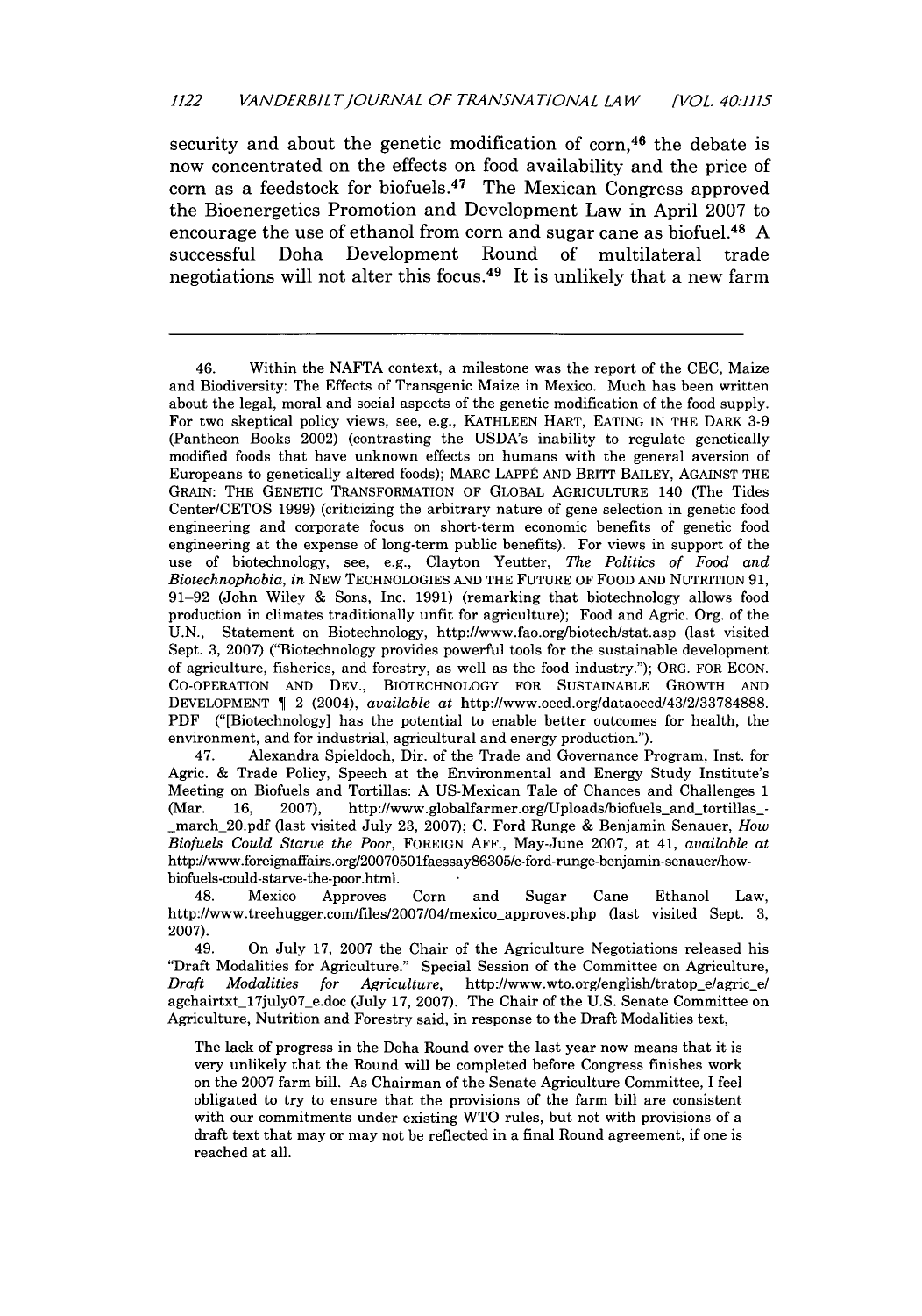security and about the genetic modification of corn,[46] the debate is now concentrated on the effects on food availability and the price of corn as a feedstock for biofuels.[47] The Mexican Congress approved the Bioenergetics Promotion and Development Law in April 2007 to encourage the use of ethanol from corn and sugar cane as biofuel.[48] A successful Doha Development Round of multilateral trade negotiations will not alter this focus.[49] It is unlikely that a new farm

---

46. Within the NAFTA context, a milestone was the report of the CEC, Maize and Biodiversity: The Effects of Transgenic Maize in Mexico. Much has been written about the legal, moral and social aspects of the genetic modification of the food supply. For two skeptical policy views, see, e.g., KATHLEEN HART, EATING IN THE DARK 3-9 (Pantheon Books 2002) (contrasting the USDA's inability to regulate genetically modified foods that have unknown effects on humans with the general aversion of Europeans to genetically altered foods); MARC LAPPÉ AND BRITT BAILEY, AGAINST THE GRAIN: THE GENETIC TRANSFORMATION OF GLOBAL AGRICULTURE 140 (The Tides Center/CETOS 1999) (criticizing the arbitrary nature of gene selection in genetic food engineering and corporate focus on short-term economic benefits of genetic food engineering at the expense of long-term public benefits). For views in support of the use of biotechnology, see, e.g., Clayton Yeutter, *The Politics of Food and Biotechnophobia*, *in* NEW TECHNOLOGIES AND THE FUTURE OF FOOD AND NUTRITION 91, 91–92 (John Wiley & Sons, Inc. 1991) (remarking that biotechnology allows food production in climates traditionally unfit for agriculture); Food and Agric. Org. of the U.N., Statement on Biotechnology, http://www.fao.org/biotech/stat.asp (last visited Sept. 3, 2007) ("Biotechnology provides powerful tools for the sustainable development of agriculture, fisheries, and forestry, as well as the food industry."); ORG. FOR ECON. CO-OPERATION AND DEV., BIOTECHNOLOGY FOR SUSTAINABLE GROWTH AND DEVELOPMENT ¶ 2 (2004), *available at* http://www.oecd.org/dataoecd/43/2/33784888.PDF ("[Biotechnology] has the potential to enable better outcomes for health, the environment, and for industrial, agricultural and energy production.").

47. Alexandra Spieldoch, Dir. of the Trade and Governance Program, Inst. for Agric. & Trade Policy, Speech at the Environmental and Energy Study Institute's Meeting on Biofuels and Tortillas: A US-Mexican Tale of Chances and Challenges 1 (Mar. 16, 2007), http://www.globalfarmer.org/Uploads/biofuels_and_tortillas_-_march_20.pdf (last visited July 23, 2007); C. Ford Runge & Benjamin Senauer, *How Biofuels Could Starve the Poor*, FOREIGN AFF., May-June 2007, at 41, *available at* http://www.foreignaffairs.org/20070501faessay86305/c-ford-runge-benjamin-senauer/how-biofuels-could-starve-the-poor.html.

48. Mexico Approves Corn and Sugar Cane Ethanol Law, http://www.treehugger.com/files/2007/04/mexico_approves.php (last visited Sept. 3, 2007).

49. On July 17, 2007 the Chair of the Agriculture Negotiations released his "Draft Modalities for Agriculture." Special Session of the Committee on Agriculture, *Draft Modalities for Agriculture*, http://www.wto.org/english/tratop_e/agric_e/agchairtxt_17july07_e.doc (July 17, 2007). The Chair of the U.S. Senate Committee on Agriculture, Nutrition and Forestry said, in response to the Draft Modalities text,

> The lack of progress in the Doha Round over the last year now means that it is very unlikely that the Round will be completed before Congress finishes work on the 2007 farm bill. As Chairman of the Senate Agriculture Committee, I feel obligated to try to ensure that the provisions of the farm bill are consistent with our commitments under existing WTO rules, but not with provisions of a draft text that may or may not be reflected in a final Round agreement, if one is reached at all.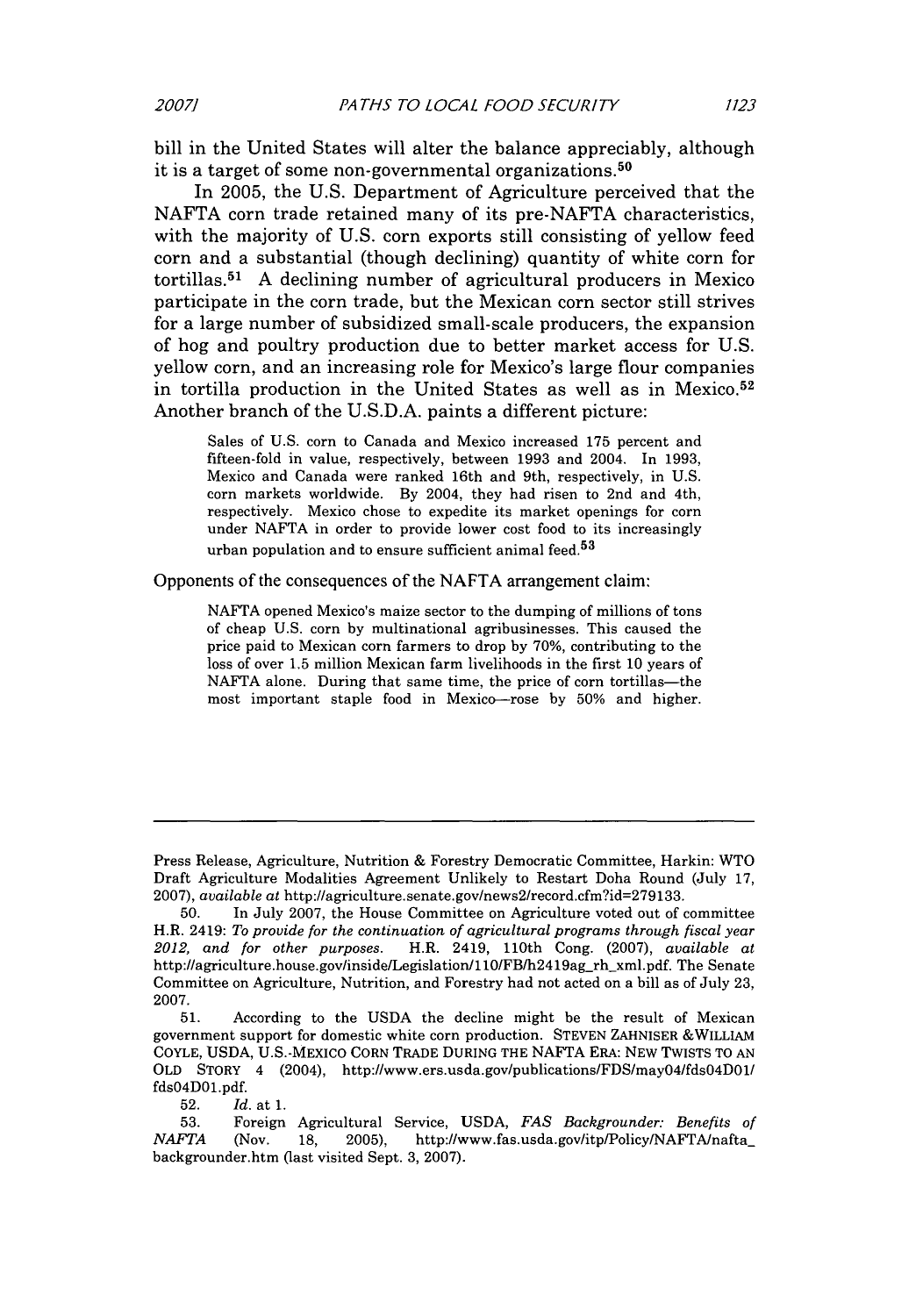bill in the United States will alter the balance appreciably, although it is a target of some non-governmental organizations.[50]

In 2005, the U.S. Department of Agriculture perceived that the NAFTA corn trade retained many of its pre-NAFTA characteristics, with the majority of U.S. corn exports still consisting of yellow feed corn and a substantial (though declining) quantity of white corn for tortillas.[51] A declining number of agricultural producers in Mexico participate in the corn trade, but the Mexican corn sector still strives for a large number of subsidized small-scale producers, the expansion of hog and poultry production due to better market access for U.S. yellow corn, and an increasing role for Mexico's large flour companies in tortilla production in the United States as well as in Mexico.[52] Another branch of the U.S.D.A. paints a different picture:

> Sales of U.S. corn to Canada and Mexico increased 175 percent and fifteen-fold in value, respectively, between 1993 and 2004. In 1993, Mexico and Canada were ranked 16th and 9th, respectively, in U.S. corn markets worldwide. By 2004, they had risen to 2nd and 4th, respectively. Mexico chose to expedite its market openings for corn under NAFTA in order to provide lower cost food to its increasingly urban population and to ensure sufficient animal feed.[53]

Opponents of the consequences of the NAFTA arrangement claim:

> NAFTA opened Mexico's maize sector to the dumping of millions of tons of cheap U.S. corn by multinational agribusinesses. This caused the price paid to Mexican corn farmers to drop by 70%, contributing to the loss of over 1.5 million Mexican farm livelihoods in the first 10 years of NAFTA alone. During that same time, the price of corn tortillas—the most important staple food in Mexico—rose by 50% and higher.

---

Press Release, Agriculture, Nutrition & Forestry Democratic Committee, Harkin: WTO Draft Agriculture Modalities Agreement Unlikely to Restart Doha Round (July 17, 2007), *available at* http://agriculture.senate.gov/news2/record.cfm?id=279133.

50. In July 2007, the House Committee on Agriculture voted out of committee H.R. 2419: *To provide for the continuation of agricultural programs through fiscal year 2012, and for other purposes.* H.R. 2419, 110th Cong. (2007), *available at* http://agriculture.house.gov/inside/Legislation/110/FB/h2419ag_rh_xml.pdf. The Senate Committee on Agriculture, Nutrition, and Forestry had not acted on a bill as of July 23, 2007.

51. According to the USDA the decline might be the result of Mexican government support for domestic white corn production. STEVEN ZAHNISER & WILLIAM COYLE, USDA, U.S.-MEXICO CORN TRADE DURING THE NAFTA ERA: NEW TWISTS TO AN OLD STORY 4 (2004), http://www.ers.usda.gov/publications/FDS/may04/fds04D01/fds04D01.pdf.

52. *Id.* at 1.

53. Foreign Agricultural Service, USDA, *FAS Backgrounder: Benefits of NAFTA* (Nov. 18, 2005), http://www.fas.usda.gov/itp/Policy/NAFTA/nafta_backgrounder.htm (last visited Sept. 3, 2007).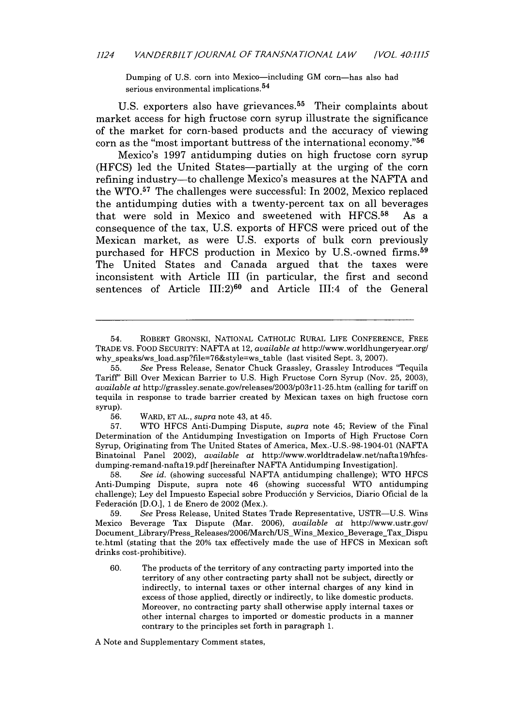> Dumping of U.S. corn into Mexico—including GM corn—has also had serious environmental implications.[54]

U.S. exporters also have grievances.[55] Their complaints about market access for high fructose corn syrup illustrate the significance of the market for corn-based products and the accuracy of viewing corn as the "most important buttress of the international economy."[56]

Mexico's 1997 antidumping duties on high fructose corn syrup (HFCS) led the United States—partially at the urging of the corn refining industry—to challenge Mexico's measures at the NAFTA and the WTO.[57] The challenges were successful: In 2002, Mexico replaced the antidumping duties with a twenty-percent tax on all beverages that were sold in Mexico and sweetened with HFCS.[58] As a consequence of the tax, U.S. exports of HFCS were priced out of the Mexican market, as were U.S. exports of bulk corn previously purchased for HFCS production in Mexico by U.S.-owned firms.[59] The United States and Canada argued that the taxes were inconsistent with Article III (in particular, the first and second sentences of Article III:2)[60] and Article III:4 of the General

---

54. ROBERT GRONSKI, NATIONAL CATHOLIC RURAL LIFE CONFERENCE, FREE TRADE VS. FOOD SECURITY: NAFTA at 12, *available at* http://www.worldhungeryear.org/why_speaks/ws_load.asp?file=76&style=ws_table (last visited Sept. 3, 2007).

55. *See* Press Release, Senator Chuck Grassley, Grassley Introduces "Tequila Tariff" Bill Over Mexican Barrier to U.S. High Fructose Corn Syrup (Nov. 25, 2003), *available at* http://grassley.senate.gov/releases/2003/p03r11-25.htm (calling for tariff on tequila in response to trade barrier created by Mexican taxes on high fructose corn syrup).

56. WARD, ET AL., *supra* note 43, at 45.

57. WTO HFCS Anti-Dumping Dispute, *supra* note 45; Review of the Final Determination of the Antidumping Investigation on Imports of High Fructose Corn Syrup, Originating from The United States of America, Mex.-U.S.-98-1904-01 (NAFTA Binatoinal Panel 2002), *available at* http://www.worldtradelaw.net/nafta19/hfcs-dumping-remand-nafta19.pdf [hereinafter NAFTA Antidumping Investigation].

58. *See id.* (showing successful NAFTA antidumping challenge); WTO HFCS Anti-Dumping Dispute, supra note 46 (showing successful WTO antidumping challenge); Ley del Impuesto Especial sobre Producción y Servicios, Diario Oficial de la Federación [D.O.], 1 de Enero de 2002 (Mex.).

59. *See* Press Release, United States Trade Representative, USTR—U.S. Wins Mexico Beverage Tax Dispute (Mar. 2006), *available at* http://www.ustr.gov/Document_Library/Press_Releases/2006/March/US_Wins_Mexico_Beverage_Tax_Dispute.html (stating that the 20% tax effectively made the use of HFCS in Mexican soft drinks cost-prohibitive).

60. The products of the territory of any contracting party imported into the territory of any other contracting party shall not be subject, directly or indirectly, to internal taxes or other internal charges of any kind in excess of those applied, directly or indirectly, to like domestic products. Moreover, no contracting party shall otherwise apply internal taxes or other internal charges to imported or domestic products in a manner contrary to the principles set forth in paragraph 1.

A Note and Supplementary Comment states,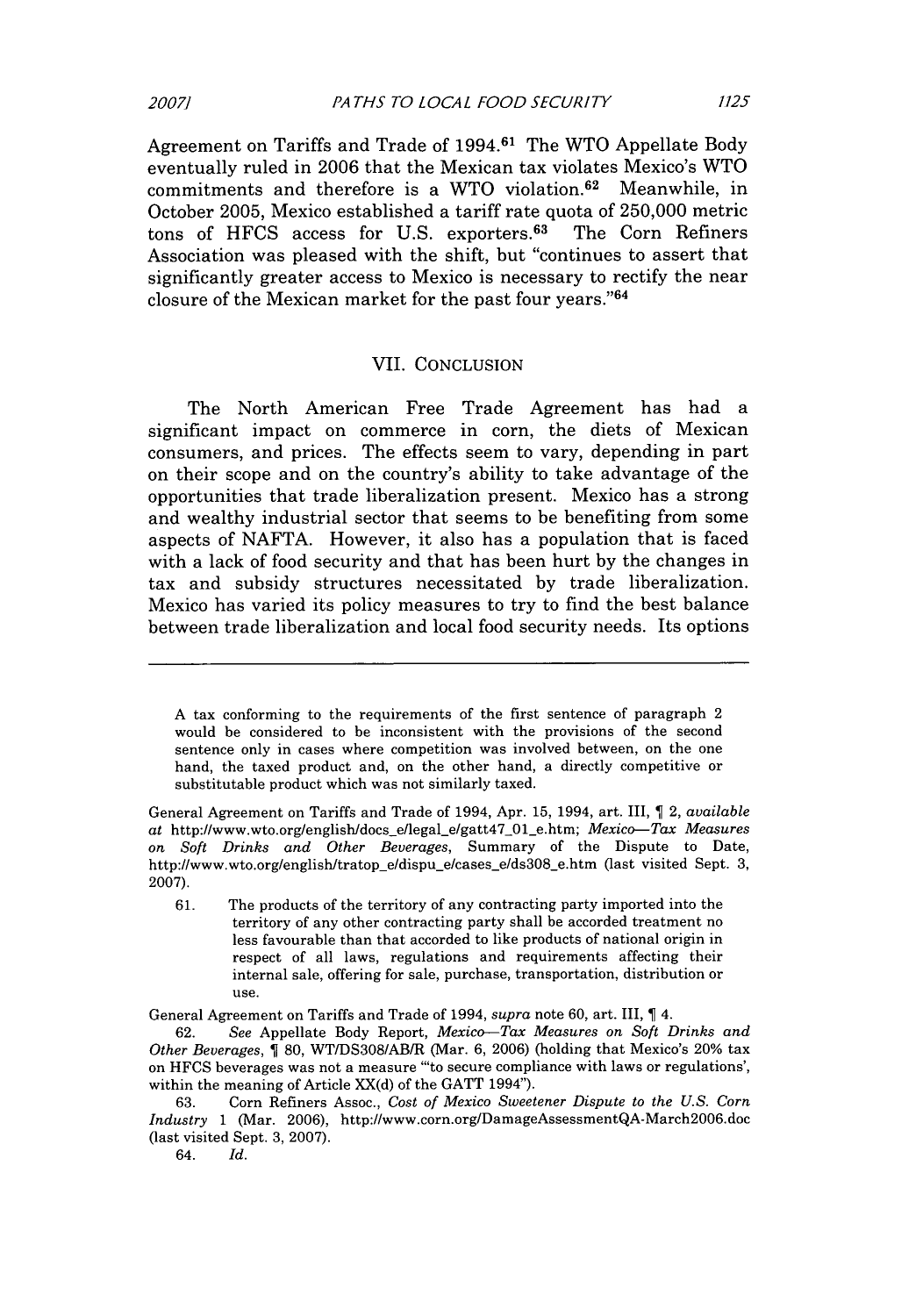Agreement on Tariffs and Trade of 1994.[61] The WTO Appellate Body eventually ruled in 2006 that the Mexican tax violates Mexico's WTO commitments and therefore is a WTO violation.[62] Meanwhile, in October 2005, Mexico established a tariff rate quota of 250,000 metric tons of HFCS access for U.S. exporters.[63] The Corn Refiners Association was pleased with the shift, but "continues to assert that significantly greater access to Mexico is necessary to rectify the near closure of the Mexican market for the past four years."[64]

## VII. CONCLUSION

The North American Free Trade Agreement has had a significant impact on commerce in corn, the diets of Mexican consumers, and prices. The effects seem to vary, depending in part on their scope and on the country's ability to take advantage of the opportunities that trade liberalization present. Mexico has a strong and wealthy industrial sector that seems to be benefiting from some aspects of NAFTA. However, it also has a population that is faced with a lack of food security and that has been hurt by the changes in tax and subsidy structures necessitated by trade liberalization. Mexico has varied its policy measures to try to find the best balance between trade liberalization and local food security needs. Its options

---

> A tax conforming to the requirements of the first sentence of paragraph 2 would be considered to be inconsistent with the provisions of the second sentence only in cases where competition was involved between, on the one hand, the taxed product and, on the other hand, a directly competitive or substitutable product which was not similarly taxed.

General Agreement on Tariffs and Trade of 1994, Apr. 15, 1994, art. III, ¶ 2, *available at* http://www.wto.org/english/docs_e/legal_e/gatt47_01_e.htm; *Mexico—Tax Measures on Soft Drinks and Other Beverages*, Summary of the Dispute to Date, http://www.wto.org/english/tratop_e/dispu_e/cases_e/ds308_e.htm (last visited Sept. 3, 2007).

61. 
> The products of the territory of any contracting party imported into the territory of any other contracting party shall be accorded treatment no less favourable than that accorded to like products of national origin in respect of all laws, regulations and requirements affecting their internal sale, offering for sale, purchase, transportation, distribution or use.

General Agreement on Tariffs and Trade of 1994, *supra* note 60, art. III, ¶ 4.

62. *See* Appellate Body Report, *Mexico—Tax Measures on Soft Drinks and Other Beverages*, ¶ 80, WT/DS308/AB/R (Mar. 6, 2006) (holding that Mexico's 20% tax on HFCS beverages was not a measure "'to secure compliance with laws or regulations', within the meaning of Article XX(d) of the GATT 1994").

63. Corn Refiners Assoc., *Cost of Mexico Sweetener Dispute to the U.S. Corn Industry* 1 (Mar. 2006), http://www.corn.org/DamageAssessmentQA-March2006.doc (last visited Sept. 3, 2007).

64. *Id.*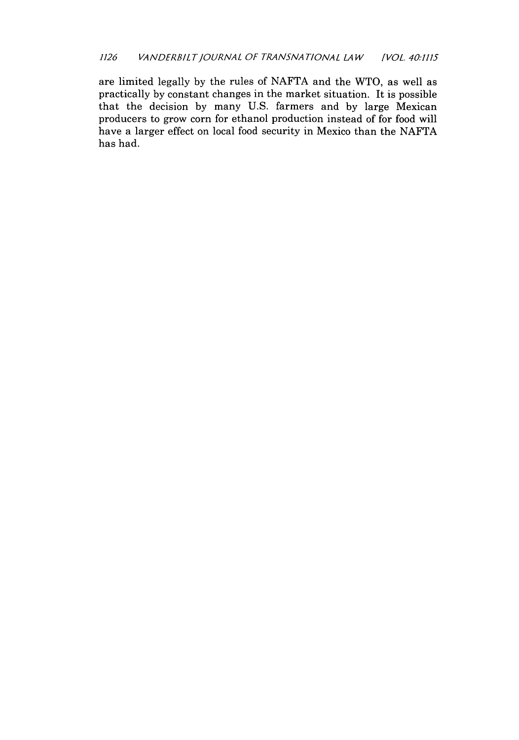are limited legally by the rules of NAFTA and the WTO, as well as practically by constant changes in the market situation. It is possible that the decision by many U.S. farmers and by large Mexican producers to grow corn for ethanol production instead of for food will have a larger effect on local food security in Mexico than the NAFTA has had.